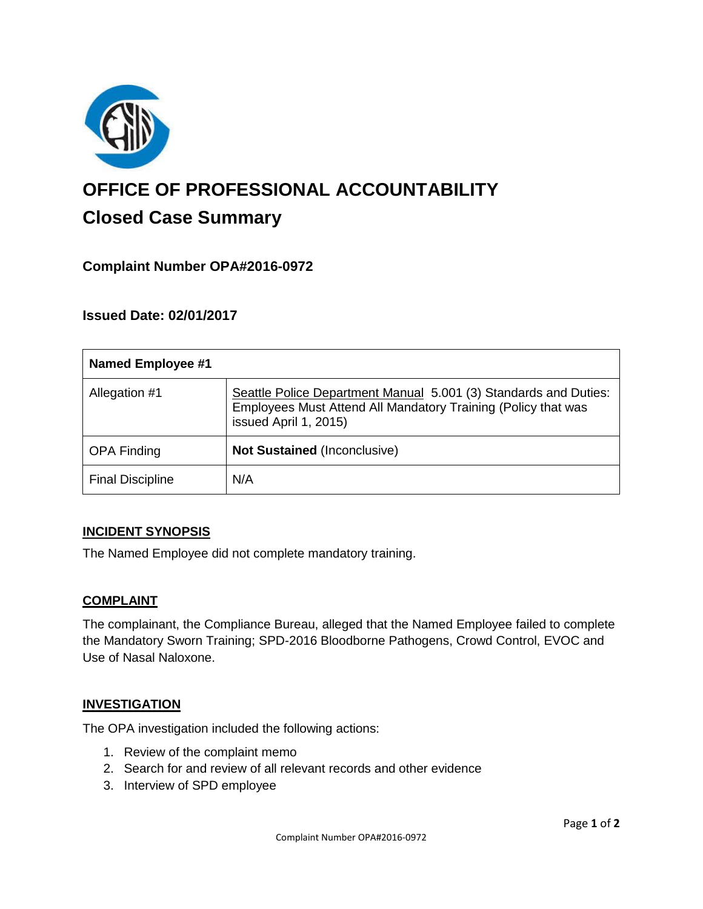# OFFICE OF PROFESSIONAL ACCOUNTABILITY

## Closed Case Summary

### Complaint Number OPA#2016-0972

### Issued Date: 02/01/2017

| **Named Employee #1** | |
|---|---|
| Allegation #1 | Seattle Police Department Manual 5.001 (3) Standards and Duties: Employees Must Attend All Mandatory Training (Policy that was issued April 1, 2015) |
| OPA Finding | **Not Sustained** (Inconclusive) |
| Final Discipline | N/A |

**INCIDENT SYNOPSIS**

The Named Employee did not complete mandatory training.

**COMPLAINT**

The complainant, the Compliance Bureau, alleged that the Named Employee failed to complete the Mandatory Sworn Training; SPD-2016 Bloodborne Pathogens, Crowd Control, EVOC and Use of Nasal Naloxone.

**INVESTIGATION**

The OPA investigation included the following actions:

1. Review of the complaint memo
2. Search for and review of all relevant records and other evidence
3. Interview of SPD employee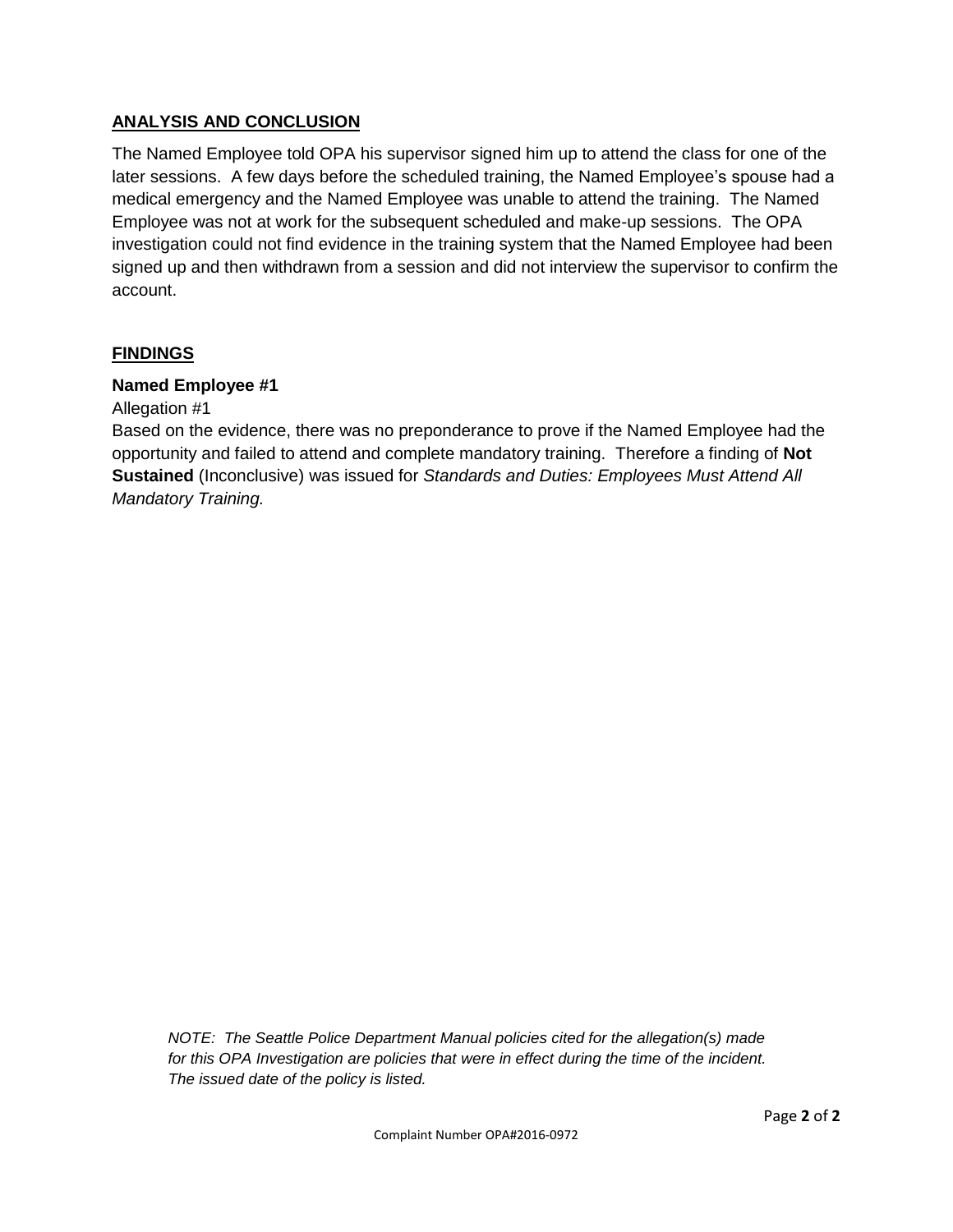## ANALYSIS AND CONCLUSION

The Named Employee told OPA his supervisor signed him up to attend the class for one of the later sessions. A few days before the scheduled training, the Named Employee's spouse had a medical emergency and the Named Employee was unable to attend the training. The Named Employee was not at work for the subsequent scheduled and make-up sessions. The OPA investigation could not find evidence in the training system that the Named Employee had been signed up and then withdrawn from a session and did not interview the supervisor to confirm the account.

## FINDINGS

**Named Employee #1**

Allegation #1

Based on the evidence, there was no preponderance to prove if the Named Employee had the opportunity and failed to attend and complete mandatory training. Therefore a finding of **Not Sustained** (Inconclusive) was issued for *Standards and Duties: Employees Must Attend All Mandatory Training.*

*NOTE: The Seattle Police Department Manual policies cited for the allegation(s) made for this OPA Investigation are policies that were in effect during the time of the incident. The issued date of the policy is listed.*

Complaint Number OPA#2016-0972